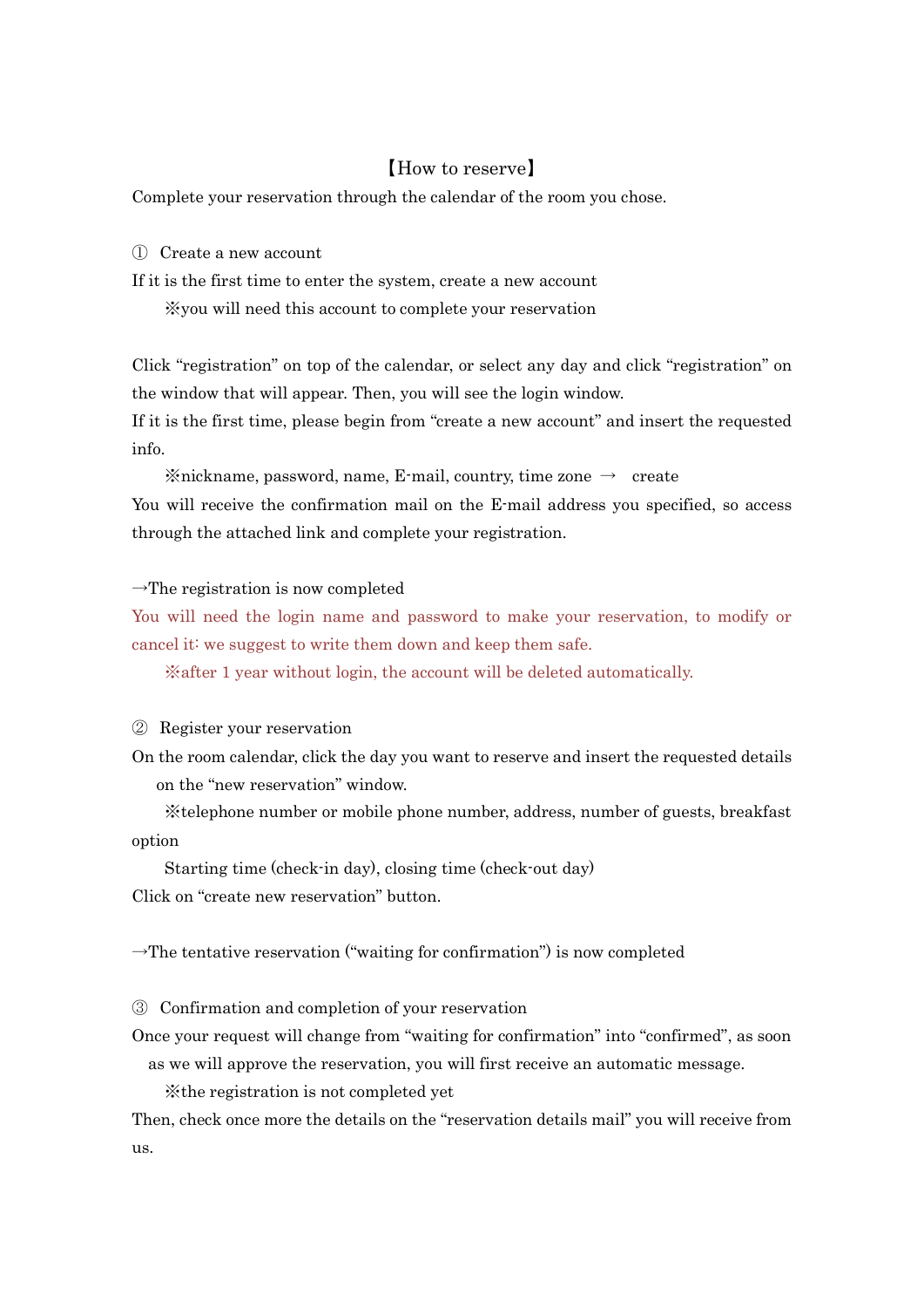# 【How to reserve】

Complete your reservation through the calendar of the room you chose.

① Create a new account

If it is the first time to enter the system, create a new account

※you will need this account to complete your reservation

Click "registration" on top of the calendar, or select any day and click "registration" on the window that will appear. Then, you will see the login window.

If it is the first time, please begin from "create a new account" and insert the requested info.

※nickname, password, name, E-mail, country, time zone → create

You will receive the confirmation mail on the E-mail address you specified, so access through the attached link and complete your registration.

→The registration is now completed

You will need the login name and password to make your reservation, to modify or cancel it: we suggest to write them down and keep them safe.

※after 1 year without login, the account will be deleted automatically.

② Register your reservation

On the room calendar, click the day you want to reserve and insert the requested details on the "new reservation" window.

※telephone number or mobile phone number, address, number of guests, breakfast option

Starting time (check-in day), closing time (check-out day)

Click on "create new reservation" button.

→The tentative reservation ("waiting for confirmation") is now completed

③ Confirmation and completion of your reservation

Once your request will change from "waiting for confirmation" into "confirmed", as soon as we will approve the reservation, you will first receive an automatic message.

※the registration is not completed yet

Then, check once more the details on the "reservation details mail" you will receive from us.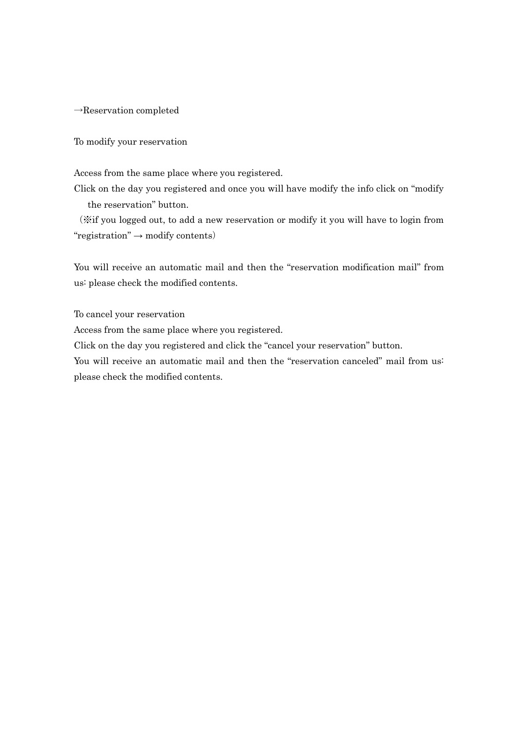→Reservation completed

To modify your reservation

Access from the same place where you registered.

Click on the day you registered and once you will have modify the info click on "modify the reservation" button.

（※if you logged out, to add a new reservation or modify it you will have to login from "registration" → modify contents）

You will receive an automatic mail and then the "reservation modification mail" from us: please check the modified contents.

To cancel your reservation

Access from the same place where you registered.

Click on the day you registered and click the "cancel your reservation" button.

You will receive an automatic mail and then the "reservation canceled" mail from us: please check the modified contents.